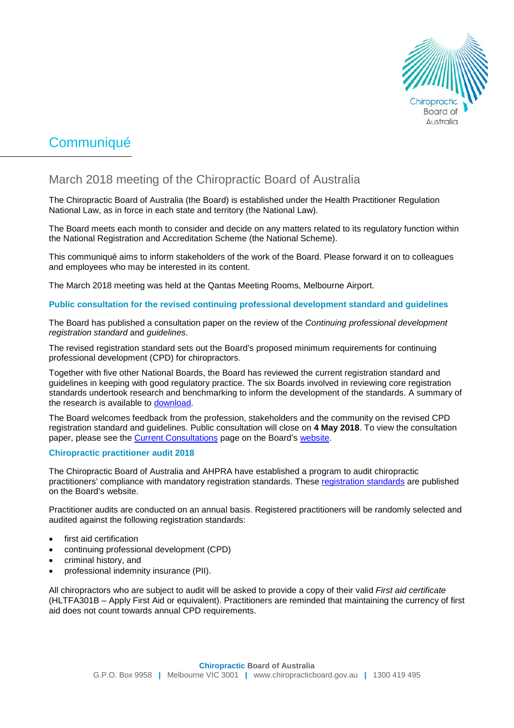# Communiqué

## March 2018 meeting of the Chiropractic Board of Australia

The Chiropractic Board of Australia (the Board) is established under the Health Practitioner Regulation National Law, as in force in each state and territory (the National Law).

The Board meets each month to consider and decide on any matters related to its regulatory function within the National Registration and Accreditation Scheme (the National Scheme).

This communiqué aims to inform stakeholders of the work of the Board. Please forward it on to colleagues and employees who may be interested in its content.

The March 2018 meeting was held at the Qantas Meeting Rooms, Melbourne Airport.

### Public consultation for the revised continuing professional development standard and guidelines

The Board has published a consultation paper on the review of the *Continuing professional development registration standard* and *guidelines*.

The revised registration standard sets out the Board's proposed minimum requirements for continuing professional development (CPD) for chiropractors.

Together with five other National Boards, the Board has reviewed the current registration standard and guidelines in keeping with good regulatory practice. The six Boards involved in reviewing core registration standards undertook research and benchmarking to inform the development of the standards. A summary of the research is available to [download](download).

The Board welcomes feedback from the profession, stakeholders and the community on the revised CPD registration standard and guidelines. Public consultation will close on **4 May 2018**. To view the consultation paper, please see the [Current Consultations](Current Consultations) page on the Board's [website](website).

### Chiropractic practitioner audit 2018

The Chiropractic Board of Australia and AHPRA have established a program to audit chiropractic practitioners' compliance with mandatory registration standards. These [registration standards](registration standards) are published on the Board's website.

Practitioner audits are conducted on an annual basis. Registered practitioners will be randomly selected and audited against the following registration standards:

- first aid certification
- continuing professional development (CPD)
- criminal history, and
- professional indemnity insurance (PII).

All chiropractors who are subject to audit will be asked to provide a copy of their valid *First aid certificate* (HLTFA301B – Apply First Aid or equivalent). Practitioners are reminded that maintaining the currency of first aid does not count towards annual CPD requirements.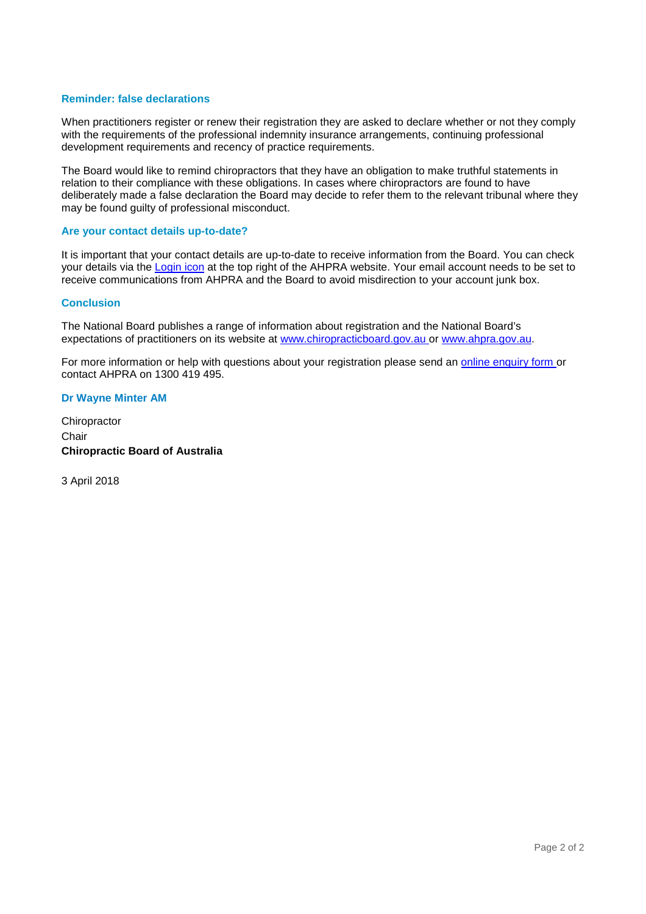## Reminder: false declarations

When practitioners register or renew their registration they are asked to declare whether or not they comply with the requirements of the professional indemnity insurance arrangements, continuing professional development requirements and recency of practice requirements.

The Board would like to remind chiropractors that they have an obligation to make truthful statements in relation to their compliance with these obligations. In cases where chiropractors are found to have deliberately made a false declaration the Board may decide to refer them to the relevant tribunal where they may be found guilty of professional misconduct.

## Are your contact details up-to-date?

It is important that your contact details are up-to-date to receive information from the Board. You can check your details via the Login icon at the top right of the AHPRA website. Your email account needs to be set to receive communications from AHPRA and the Board to avoid misdirection to your account junk box.

## Conclusion

The National Board publishes a range of information about registration and the National Board's expectations of practitioners on its website at www.chiropracticboard.gov.au or www.ahpra.gov.au.

For more information or help with questions about your registration please send an online enquiry form or contact AHPRA on 1300 419 495.

**Dr Wayne Minter AM**

Chiropractor
Chair
**Chiropractic Board of Australia**

3 April 2018